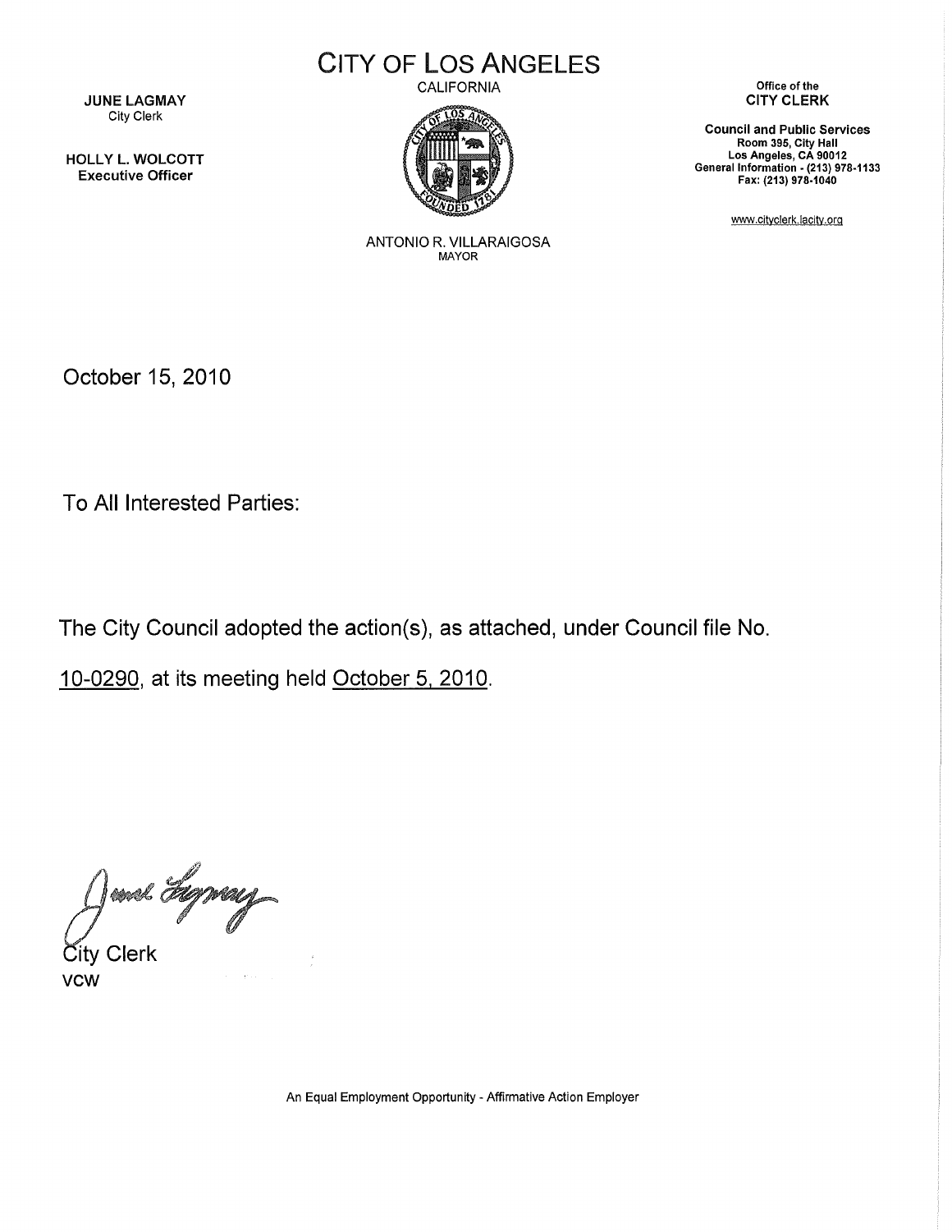# CITY OF LOS ANGELES

CALIFORNIA

**JUNE LAGMAY**
City Clerk

**HOLLY L. WOLCOTT**
**Executive Officer**

ANTONIO R. VILLARAIGOSA
MAYOR

Office of the
**CITY CLERK**

**Council and Public Services**
**Room 395, City Hall**
**Los Angeles, CA 90012**
**General Information - (213) 978-1133**
**Fax: (213) 978-1040**

www.cityclerk.lacity.org

October 15, 2010

To All Interested Parties:

The City Council adopted the action(s), as attached, under Council file No. 10-0290, at its meeting held October 5, 2010.

City Clerk
vcw

An Equal Employment Opportunity - Affirmative Action Employer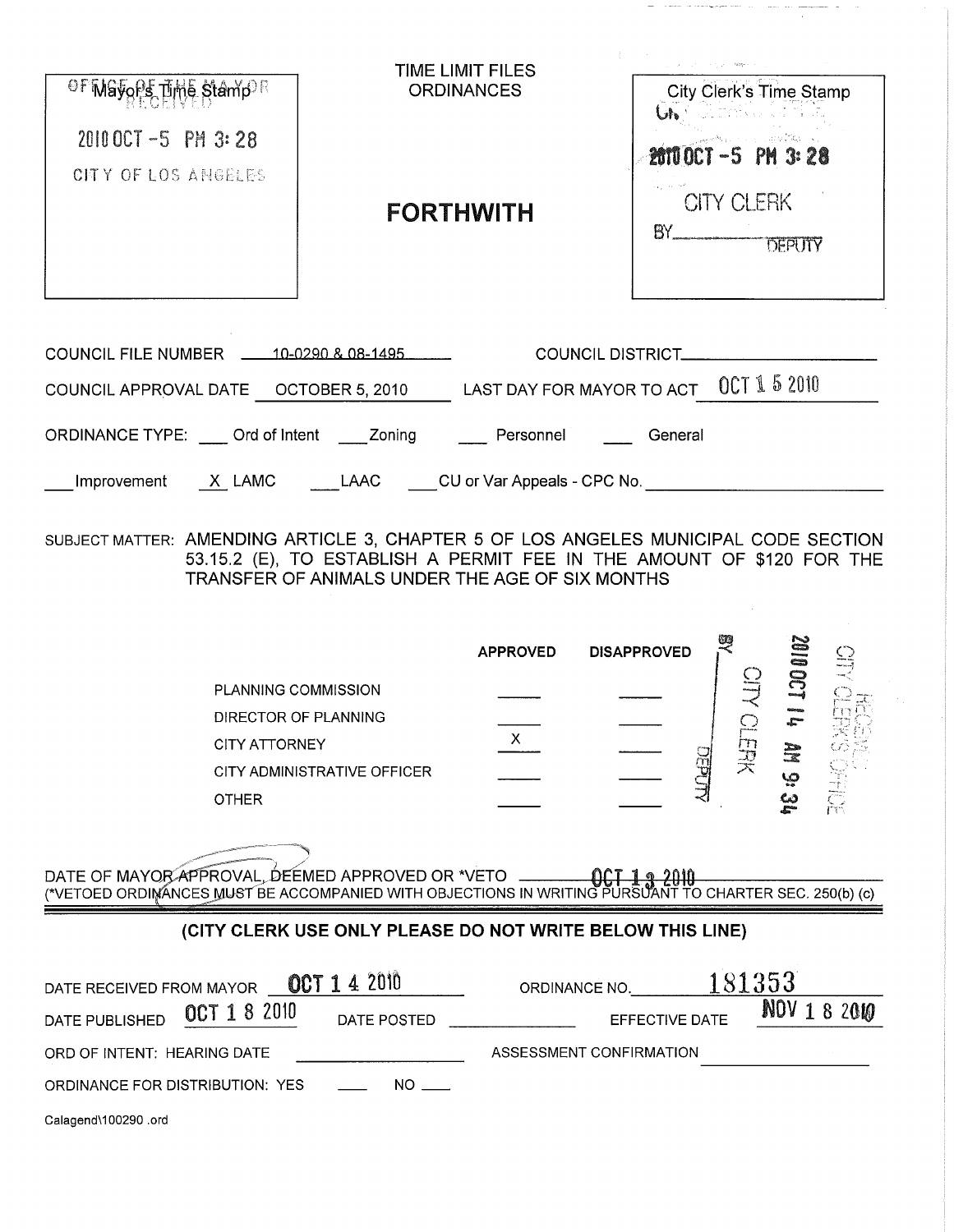| Mayor's Time Stamp | TIME LIMIT FILES ORDINANCES | City Clerk's Time Stamp |
|---|---|---|
| OFFICE OF THE MAYOR RECEIVED 2010 OCT -5 PM 3:28 CITY OF LOS ANGELES | **FORTHWITH** | 2010 OCT -5 PM 3:28 CITY CLERK BY\_\_\_\_\_\_\_\_ DEPUTY |

COUNCIL FILE NUMBER 10-0290 & 08-1495 COUNCIL DISTRICT\_\_\_\_\_\_\_\_\_\_

COUNCIL APPROVAL DATE OCTOBER 5, 2010 LAST DAY FOR MAYOR TO ACT OCT 15 2010

ORDINANCE TYPE: \_\_\_ Ord of Intent \_\_\_ Zoning \_\_\_ Personnel \_\_\_ General

\_\_\_ Improvement X LAMC \_\_\_ LAAC \_\_\_ CU or Var Appeals - CPC No. \_\_\_\_\_\_\_\_\_\_

SUBJECT MATTER: AMENDING ARTICLE 3, CHAPTER 5 OF LOS ANGELES MUNICIPAL CODE SECTION 53.15.2 (E), TO ESTABLISH A PERMIT FEE IN THE AMOUNT OF $120 FOR THE TRANSFER OF ANIMALS UNDER THE AGE OF SIX MONTHS

| | APPROVED | DISAPPROVED |
|---|---|---|
| PLANNING COMMISSION | | |
| DIRECTOR OF PLANNING | | |
| CITY ATTORNEY | X | |
| CITY ADMINISTRATIVE OFFICER | | |
| OTHER | | |

RECEIVED CITY CLERK'S OFFICE 2010 OCT 14 AM 9:34 CITY CLERK BY DEPUTY

DATE OF MAYOR APPROVAL, DEEMED APPROVED OR \*VETO OCT 13 2010
(\*VETOED ORDINANCES MUST BE ACCOMPANIED WITH OBJECTIONS IN WRITING PURSUANT TO CHARTER SEC. 250(b) (c)

**(CITY CLERK USE ONLY PLEASE DO NOT WRITE BELOW THIS LINE)**

DATE RECEIVED FROM MAYOR OCT 14 2010 ORDINANCE NO. 181353

DATE PUBLISHED OCT 18 2010 DATE POSTED \_\_\_\_\_\_\_\_ EFFECTIVE DATE NOV 18 2010

ORD OF INTENT: HEARING DATE \_\_\_\_\_\_\_\_ ASSESSMENT CONFIRMATION \_\_\_\_\_\_\_\_

ORDINANCE FOR DISTRIBUTION: YES \_\_\_ NO \_\_\_

Calagend\100290 .ord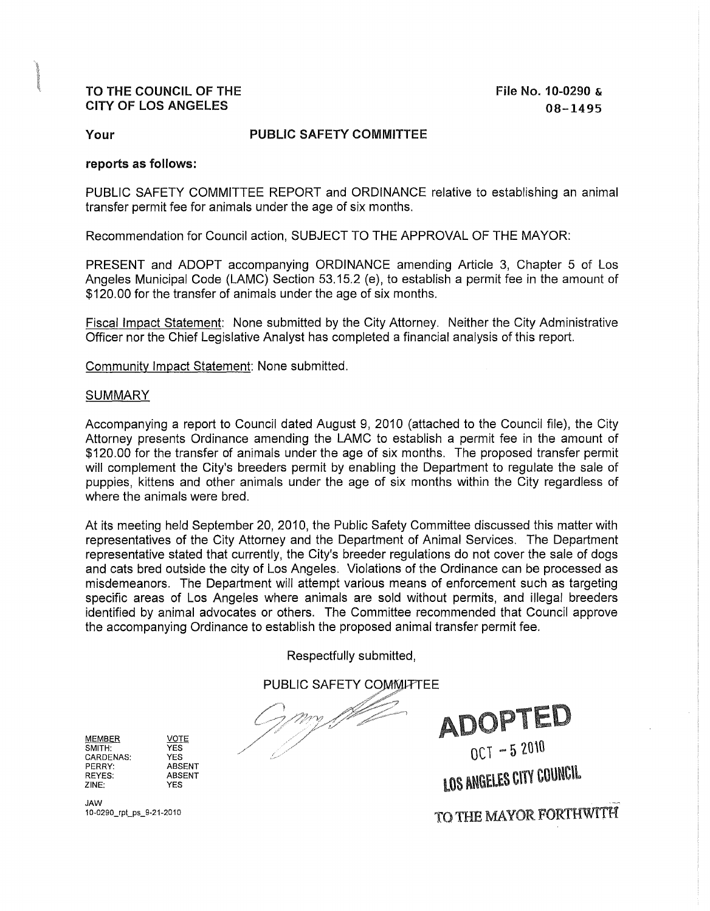**TO THE COUNCIL OF THE CITY OF LOS ANGELES**

**File No. 10-0290 & 08-1495**

**Your PUBLIC SAFETY COMMITTEE**

**reports as follows:**

PUBLIC SAFETY COMMITTEE REPORT and ORDINANCE relative to establishing an animal transfer permit fee for animals under the age of six months.

Recommendation for Council action, SUBJECT TO THE APPROVAL OF THE MAYOR:

PRESENT and ADOPT accompanying ORDINANCE amending Article 3, Chapter 5 of Los Angeles Municipal Code (LAMC) Section 53.15.2 (e), to establish a permit fee in the amount of $120.00 for the transfer of animals under the age of six months.

Fiscal Impact Statement: None submitted by the City Attorney. Neither the City Administrative Officer nor the Chief Legislative Analyst has completed a financial analysis of this report.

Community Impact Statement: None submitted.

SUMMARY

Accompanying a report to Council dated August 9, 2010 (attached to the Council file), the City Attorney presents Ordinance amending the LAMC to establish a permit fee in the amount of $120.00 for the transfer of animals under the age of six months. The proposed transfer permit will complement the City's breeders permit by enabling the Department to regulate the sale of puppies, kittens and other animals under the age of six months within the City regardless of where the animals were bred.

At its meeting held September 20, 2010, the Public Safety Committee discussed this matter with representatives of the City Attorney and the Department of Animal Services. The Department representative stated that currently, the City's breeder regulations do not cover the sale of dogs and cats bred outside the city of Los Angeles. Violations of the Ordinance can be processed as misdemeanors. The Department will attempt various means of enforcement such as targeting specific areas of Los Angeles where animals are sold without permits, and illegal breeders identified by animal advocates or others. The Committee recommended that Council approve the accompanying Ordinance to establish the proposed animal transfer permit fee.

Respectfully submitted,

PUBLIC SAFETY COMMITTEE

| MEMBER | VOTE |
|---|---|
| SMITH: | YES |
| CARDENAS: | YES |
| PERRY: | ABSENT |
| REYES: | ABSENT |
| ZINE: | YES |

JAW
10-0290_rpt_ps_9-21-2010

ADOPTED
OCT - 5 2010
LOS ANGELES CITY COUNCIL

TO THE MAYOR FORTHWITH